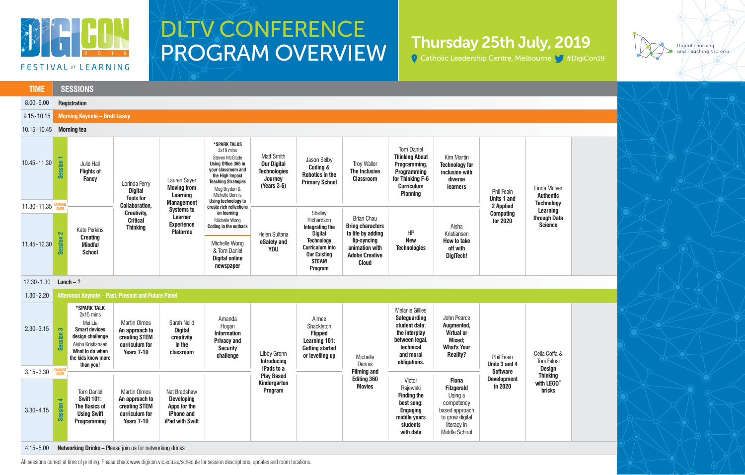# DIGICON 2019 FESTIVAL of LEARNING

# DLTV CONFERENCE PROGRAM OVERVIEW

## Thursday 25th July, 2019

Catholic Leadership Centre, Melbourne #DigiCon19

Digital Learning and Teaching Victoria

| TIME | SESSIONS | | | | | | | | | | | |
|---|---|---|---|---|---|---|---|---|---|---|---|---|
| 8.00-9.00 | **Registration** | | | | | | | | | | | |
| 9.15-10.15 | **Morning Keynote – Brett Leavy** | | | | | | | | | | | |
| 10.15-10.45 | **Morning tea** | | | | | | | | | | | |
| 10.45-11.30 | Session 1 | Julie Hall **Flights of Fancy** | Lorinda Ferry **Digital Tools for Collaboration, Creativity, Critical Thinking** | Lauren Sayer **Moving from Learning Management Systems to Learner Experience Platorms** | ***SPARK TALKS** 3x10 mins Steven McGlade **Using Office 365 in your classroom and the High Impact Teaching Strategies** Meg Brydon & Michelle Dennis **Using technology to create rich reflections on learning** Michelle Wong **Coding in the outback** | Matt Smith **Our Digital Technologies Journey (Years 3-6)** | Jason Selby **Coding & Robotics in the Primary School** | Troy Waller **The Inclusive Classroom** | Tom Daniel **Thinking About Programming, Programming for Thinking F-6 Curriculum Planning** | Kim Martin **Technology for inclusion with diverse learners** | Phil Feain **Units 1 and 2 Applied Computing for 2020** | Linda McIver **Authentic Technology Learning through Data Science** |
| 11.30-11.35 | CHANGE OVER | | | | | | | | | | | |
| 11.45-12.30 | Session 2 | Kate Perkins **Creating Mindful School** | | | Michelle Wong & Tom Daniel **Digital online newspaper** | Helen Sultana **eSafety and YOU** | Shelley Richardson **Integrating the Digital Technology Curriculum into Our Existing STEAM Program** | Brian Chau **Bring characters to life by adding lip-syncing animation with Adobe Creative Cloud** | HP **New Technologies** | Aisha Kristiansen **How to take off with DigiTech!** | | |
| 12.30-1.30 | **Lunch** – ? | | | | | | | | | | | |
| 1.30-2.20 | **Afternoon Keynote – Past, Present and Future Panel** | | | | | | | | | | | |
| 2.30-3.15 | Session 3 | ***SPARK TALK** 2x15 mins Mei Liu **Smart devices design challenge** Aisha Kristiansen **What to do when the kids know more than you!** | Martin Olmos **An approach to creating STEM curriculum for Years 7-10** | Sarah Neild **Digital creativity in the classroom** | Amanda Hogan **Information Privacy and Security challenge** | Libby Gronn **Introducing iPads to a Play Based Kindergarten Program** | Aimee Shackleton **Flipped Learning 101: Getting started or levelling up** | Michelle Dennis **Filming and Editing 360 Movies** | Melanie Gillies **Safeguarding student data: the interplay between legal, technical and moral obligations.** | John Pearce **Augmented, Virtual or Mixed; What's Your Reality?** | Phil Feain **Units 3 and 4 Software Development in 2020** | Celia Coffa & Toni Falusi **Design Thinking with LEGO® bricks** |
| 3.15-3.30 | CHANGE OVER | | | | | | | | | | | |
| 3.30-4.15 | Session 4 | Tom Daniel **Swift 101: The Basics of Using Swift Programming** | Martin Olmos **An approach to creating STEM curriculum for Years 7-10** | Nat Bradshaw **Developing Apps for the iPhone and iPad with Swift** | | | | | Victor Rajewski **Finding the best song: Engaging middle years students with data** | **Fiona Fitzgerald** Using a competency based approach to grow digital literacy in Middle School | | |
| 4.15-5.00 | **Networking Drinks** – Please join us for networking drinks | | | | | | | | | | | |

All sessions correct at time of printing. Please check www.digicon.vic.edu.au/schedule for session descriptions, updates and room locations.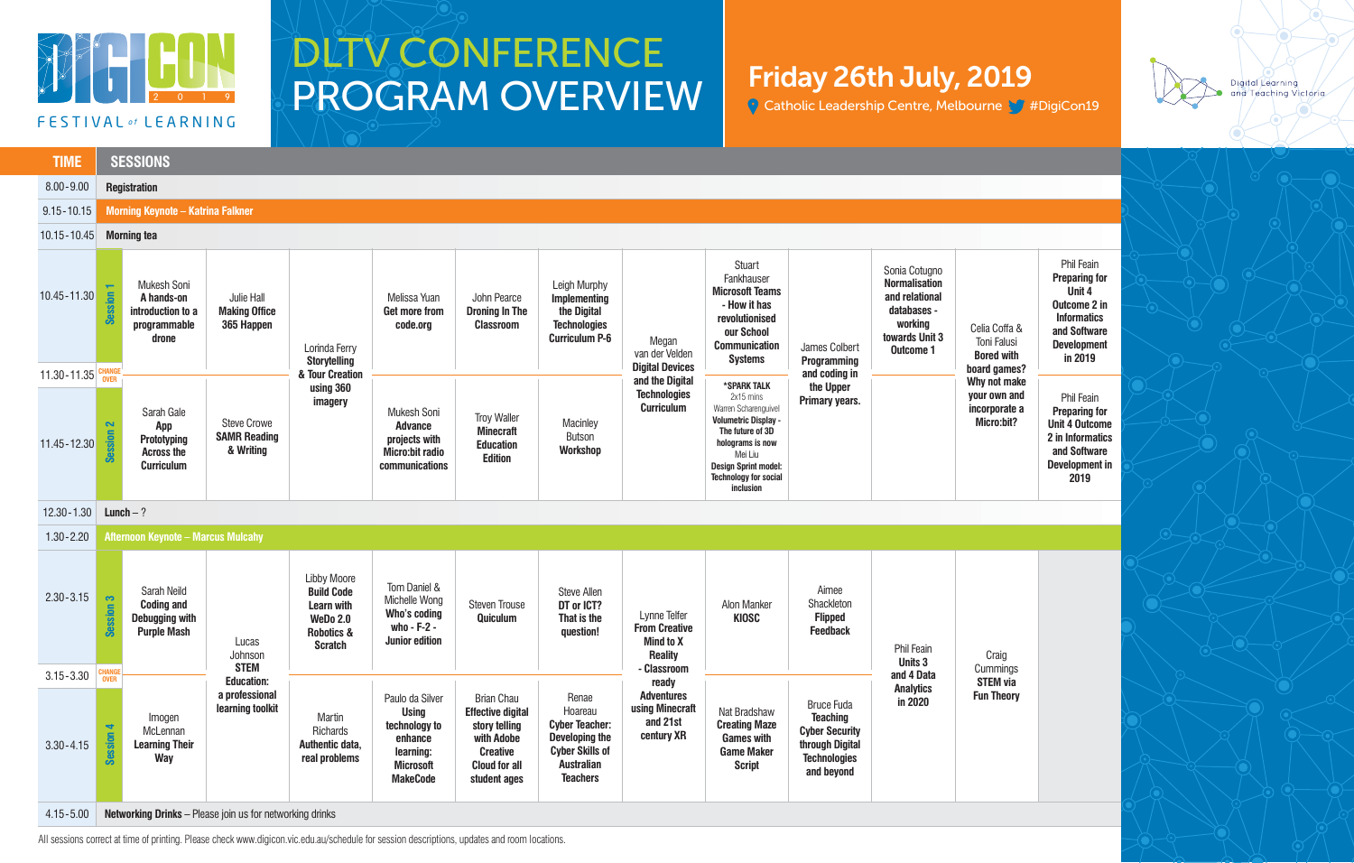# DIGICON 2019 FESTIVAL of LEARNING

# DLTV CONFERENCE PROGRAM OVERVIEW

## Friday 26th July, 2019

Catholic Leadership Centre, Melbourne #DigiCon19

Digital Learning and Teaching Victoria

| TIME | SESSIONS | | | | | | | | | | | | |
|---|---|---|---|---|---|---|---|---|---|---|---|---|---|
| 8.00-9.00 | Registration | | | | | | | | | | | | |
| 9.15-10.15 | Morning Keynote – Katrina Falkner | | | | | | | | | | | | |
| 10.15-10.45 | Morning tea | | | | | | | | | | | | |
| 10.45-11.30 | Session 1 | Mukesh Soni **A hands-on introduction to a programmable drone** | Julie Hall **Making Office 365 Happen** | Lorinda Ferry **Storytelling & Tour Creation using 360 imagery** | Melissa Yuan **Get more from code.org** | John Pearce **Droning In The Classroom** | Leigh Murphy **Implementing the Digital Technologies Curriculum P-6** | Megan van der Velden **Digital Devices and the Digital Technologies Curriculum** | Stuart Fankhauser **Microsoft Teams - How it has revolutionised our School Communication Systems** | James Colbert **Programming and coding in the Upper Primary years.** | Sonia Cotugno **Normalisation and relational databases - working towards Unit 3 Outcome 1** | Celia Coffa & Toni Falusi **Bored with board games? Why not make your own and incorporate a Micro:bit?** | Phil Feain **Preparing for Unit 4 Outcome 2 in Informatics and Software Development in 2019** |
| 11.30-11.35 | CHANGE OVER | | | | | | | | | | | | |
| 11.45-12.30 | Session 2 | Sarah Gale **App Prototyping Across the Curriculum** | Steve Crowe **SAMR Reading & Writing** | | Mukesh Soni **Advance projects with Micro:bit radio communications** | Troy Waller **Minecraft Education Edition** | Macinley Butson **Workshop** | | ***SPARK TALK** 2x15 mins Warren Scharenguivel **Volumetric Display - The future of 3D holograms is now** Mei Liu **Design Sprint model: Technology for social inclusion** | | | | Phil Feain **Preparing for Unit 4 Outcome 2 in Informatics and Software Development in 2019** |
| 12.30-1.30 | Lunch – ? | | | | | | | | | | | | |
| 1.30-2.20 | Afternoon Keynote – Marcus Mulcahy | | | | | | | | | | | | |
| 2.30-3.15 | Session 3 | Sarah Neild **Coding and Debugging with Purple Mash** | Lucas Johnson **STEM Education: a professional learning toolkit** | Libby Moore **Build Code Learn with WeDo 2.0 Robotics & Scratch** | Tom Daniel & Michelle Wong **Who's coding who - F-2 - Junior edition** | Steven Trouse **Quiculum** | Steve Allen **DT or ICT? That is the question!** | Lynne Telfer **From Creative Mind to X Reality - Classroom ready Adventures using Minecraft and 21st century XR** | Alon Manker **KIOSC** | Aimee Shackleton **Flipped Feedback** | Phil Feain **Units 3 and 4 Data Analytics in 2020** | Craig Cummings **STEM via Fun Theory** | |
| 3.15-3.30 | CHANGE OVER | | | | | | | | | | | | |
| 3.30-4.15 | Session 4 | Imogen McLennan **Learning Their Way** | | Martin Richards **Authentic data, real problems** | Paulo da Silver **Using technology to enhance learning: Microsoft MakeCode** | Brian Chau **Effective digital story telling with Adobe Creative Cloud for all student ages** | Renae Hoareau **Cyber Teacher: Developing the Cyber Skills of Australian Teachers** | | Nat Bradshaw **Creating Maze Games with Game Maker Script** | Bruce Fuda **Teaching Cyber Security through Digital Technologies and beyond** | | | |
| 4.15-5.00 | **Networking Drinks** – Please join us for networking drinks | | | | | | | | | | | | |

All sessions correct at time of printing. Please check www.digicon.vic.edu.au/schedule for session descriptions, updates and room locations.